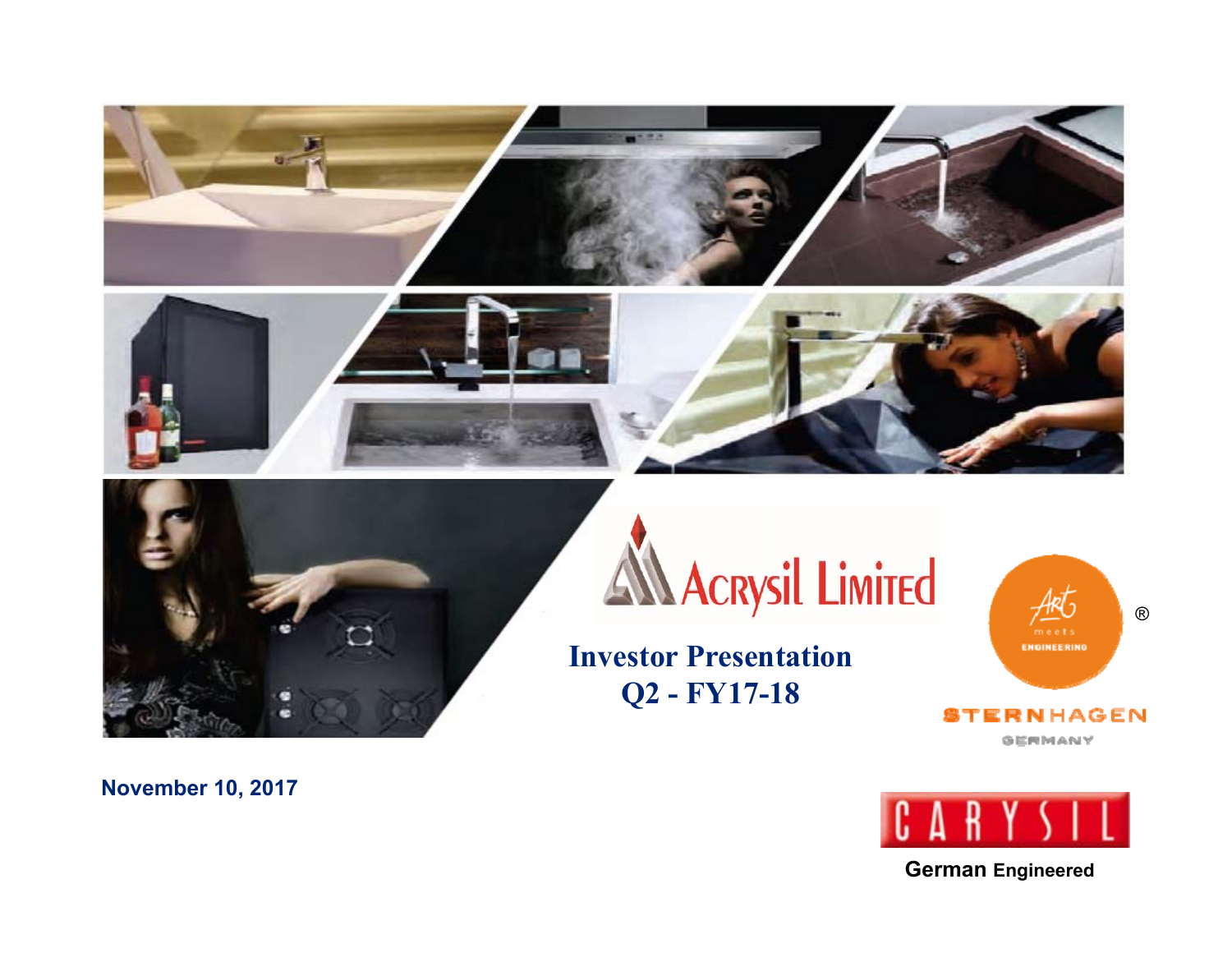# Acrysil Limited

## Investor Presentation
## Q2 - FY17-18

November 10, 2017

Art meets ENGINEERING®

STERNHAGEN GERMANY

CARYSIL

German Engineered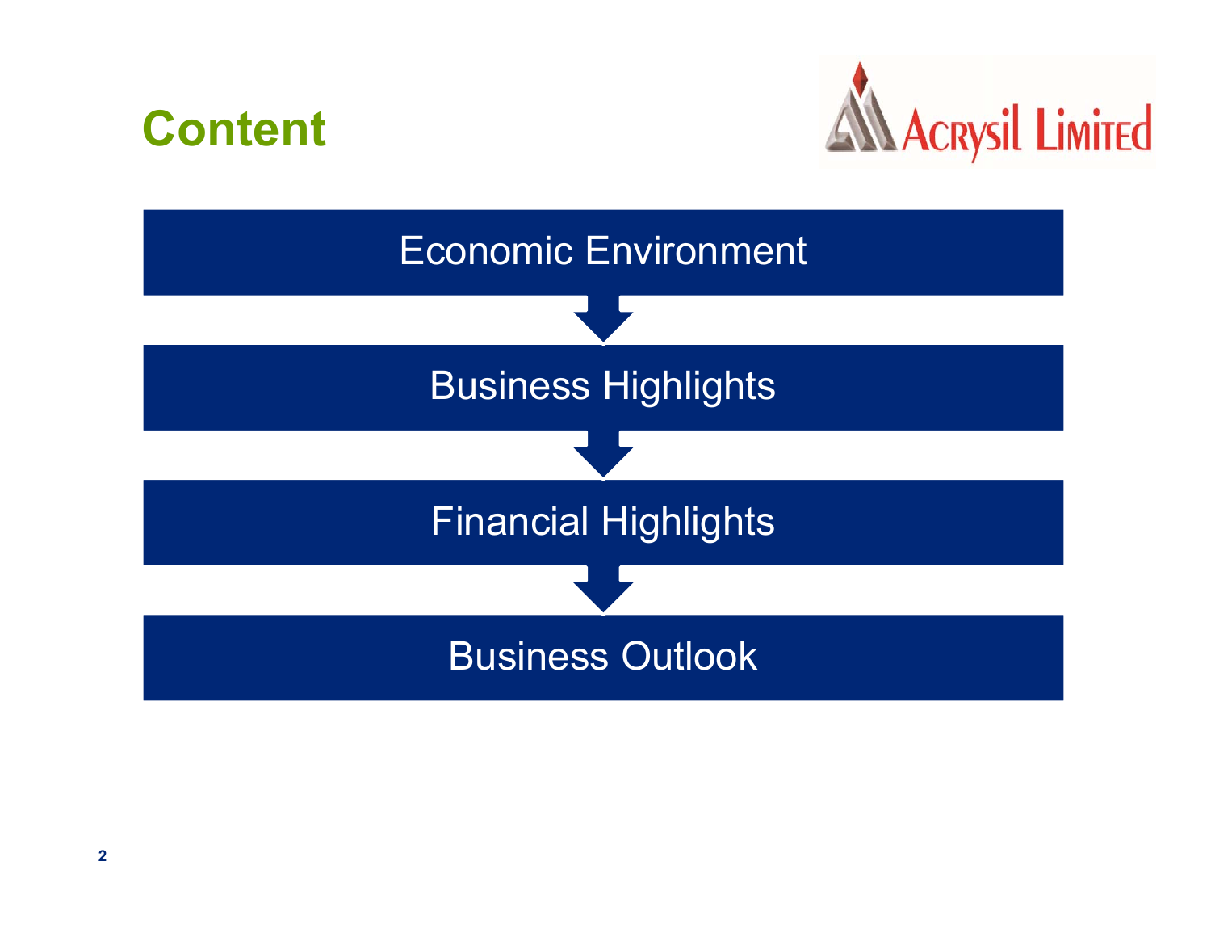# Content

- Economic Environment
- Business Highlights
- Financial Highlights
- Business Outlook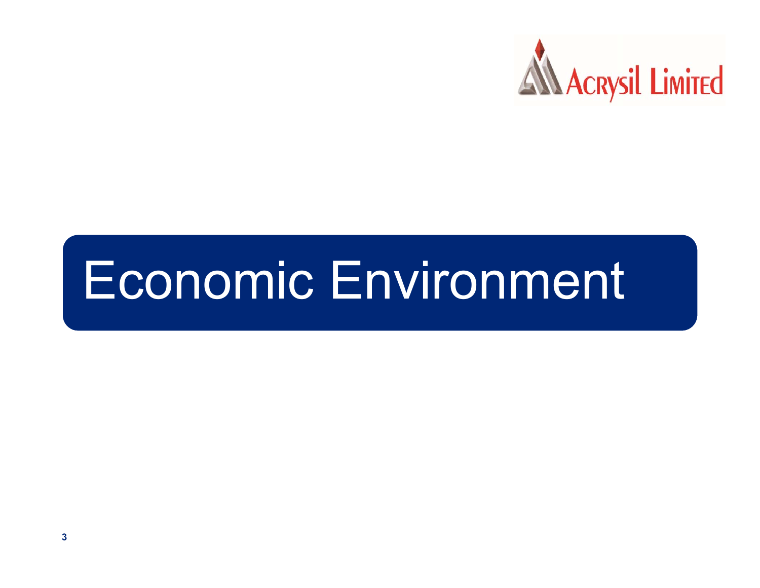# Economic Environment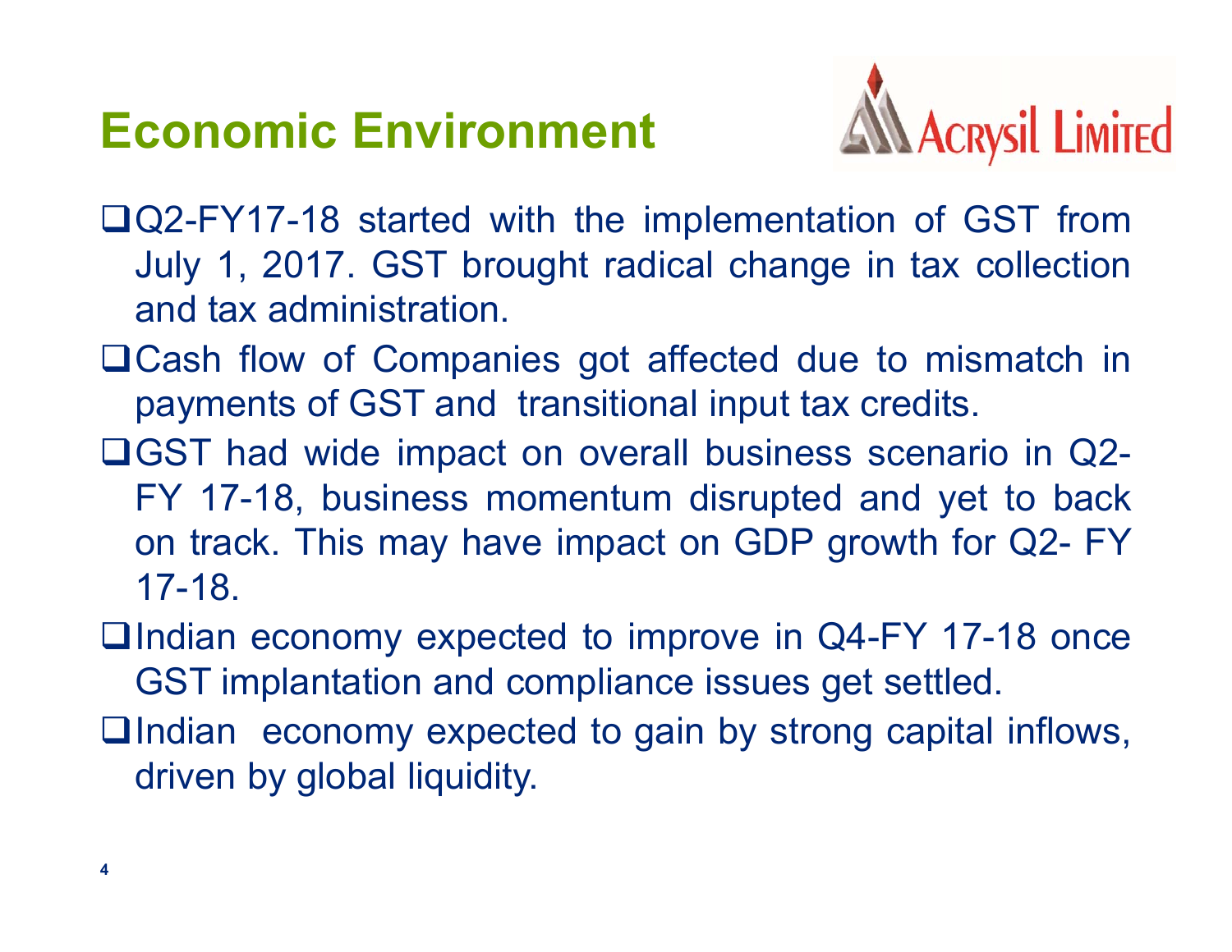# Economic Environment

- Q2-FY17-18 started with the implementation of GST from July 1, 2017. GST brought radical change in tax collection and tax administration.
- Cash flow of Companies got affected due to mismatch in payments of GST and transitional input tax credits.
- GST had wide impact on overall business scenario in Q2-FY 17-18, business momentum disrupted and yet to back on track. This may have impact on GDP growth for Q2- FY 17-18.
- Indian economy expected to improve in Q4-FY 17-18 once GST implantation and compliance issues get settled.
- Indian economy expected to gain by strong capital inflows, driven by global liquidity.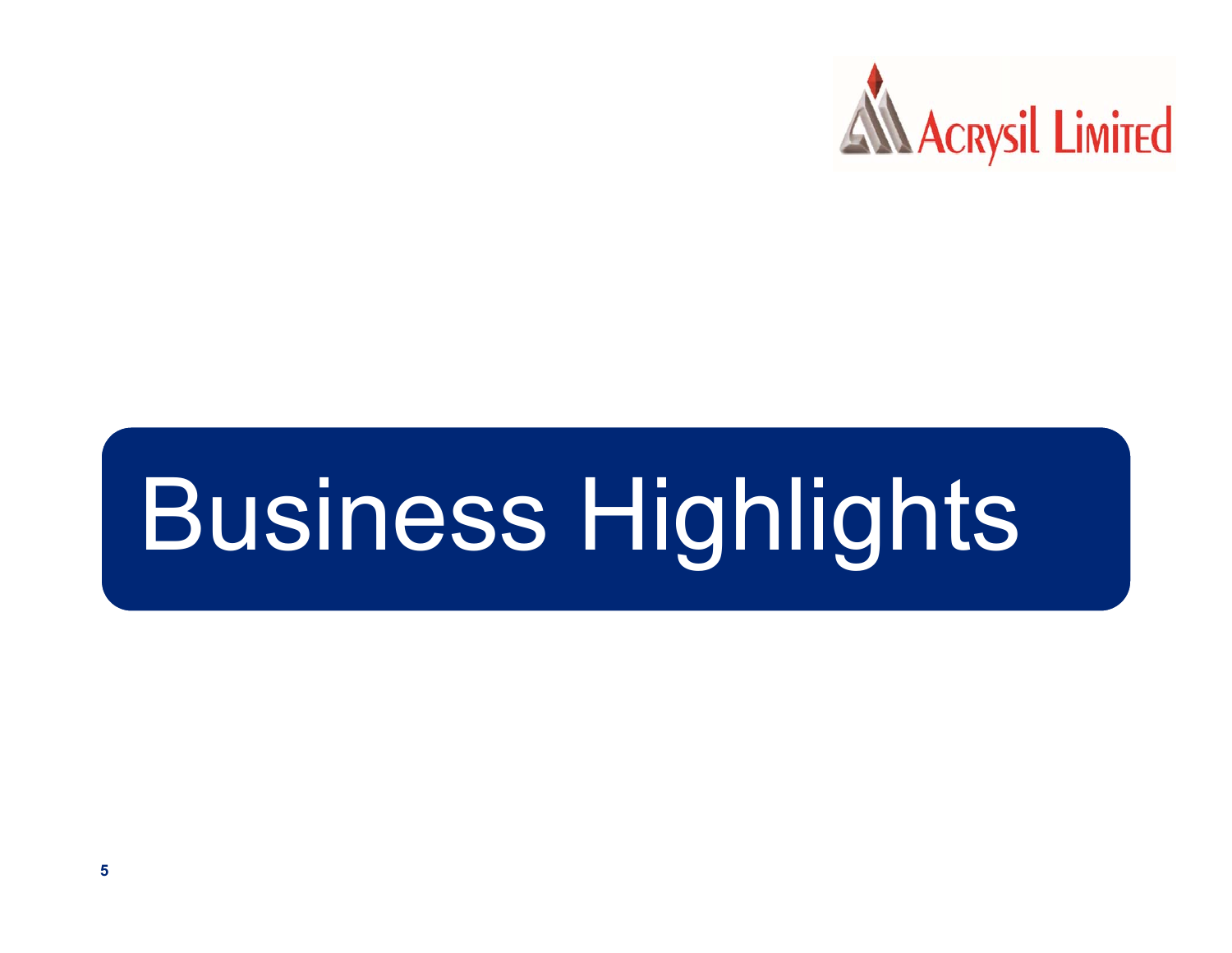# Business Highlights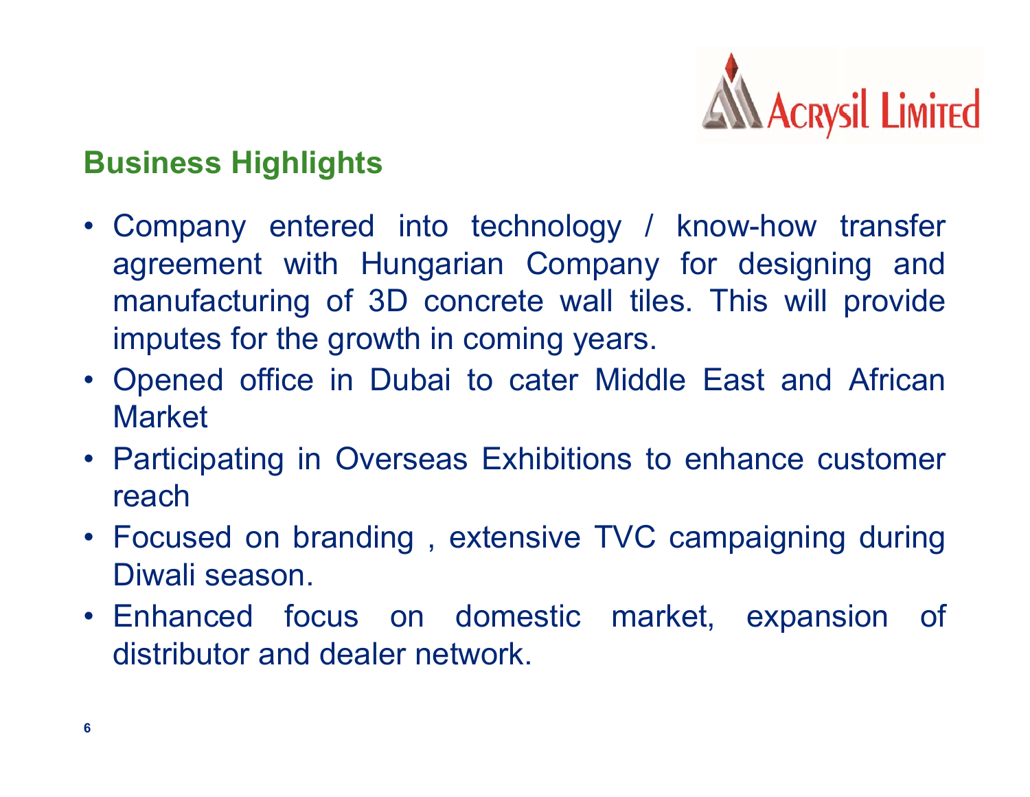## Business Highlights

- Company entered into technology / know-how transfer agreement with Hungarian Company for designing and manufacturing of 3D concrete wall tiles. This will provide imputes for the growth in coming years.
- Opened office in Dubai to cater Middle East and African Market
- Participating in Overseas Exhibitions to enhance customer reach
- Focused on branding , extensive TVC campaigning during Diwali season.
- Enhanced focus on domestic market, expansion of distributor and dealer network.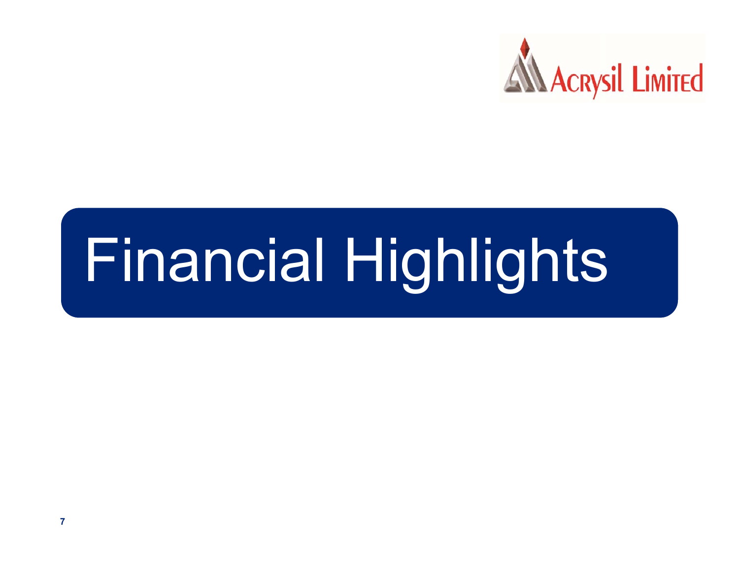# Financial Highlights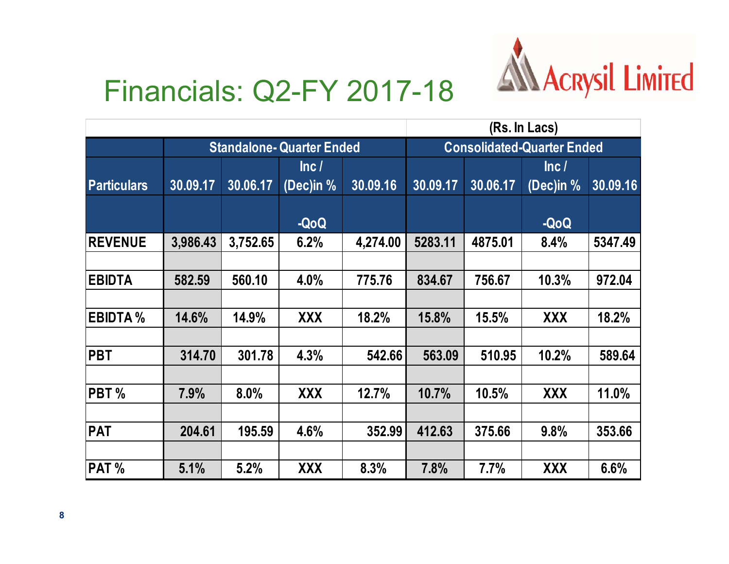# Financials: Q2-FY 2017-18

Acrysil Limited

| | | | | | | | (Rs. In Lacs) | |
|---|---|---|---|---|---|---|---|---|
| | Standalone- Quarter Ended | | | | Consolidated-Quarter Ended | | | |
| Particulars | 30.09.17 | 30.06.17 | Inc / (Dec)in % -QoQ | 30.09.16 | 30.09.17 | 30.06.17 | Inc / (Dec)in % -QoQ | 30.09.16 |
| REVENUE | 3,986.43 | 3,752.65 | 6.2% | 4,274.00 | 5283.11 | 4875.01 | 8.4% | 5347.49 |
| EBIDTA | 582.59 | 560.10 | 4.0% | 775.76 | 834.67 | 756.67 | 10.3% | 972.04 |
| EBIDTA % | 14.6% | 14.9% | XXX | 18.2% | 15.8% | 15.5% | XXX | 18.2% |
| PBT | 314.70 | 301.78 | 4.3% | 542.66 | 563.09 | 510.95 | 10.2% | 589.64 |
| PBT % | 7.9% | 8.0% | XXX | 12.7% | 10.7% | 10.5% | XXX | 11.0% |
| PAT | 204.61 | 195.59 | 4.6% | 352.99 | 412.63 | 375.66 | 9.8% | 353.66 |
| PAT % | 5.1% | 5.2% | XXX | 8.3% | 7.8% | 7.7% | XXX | 6.6% |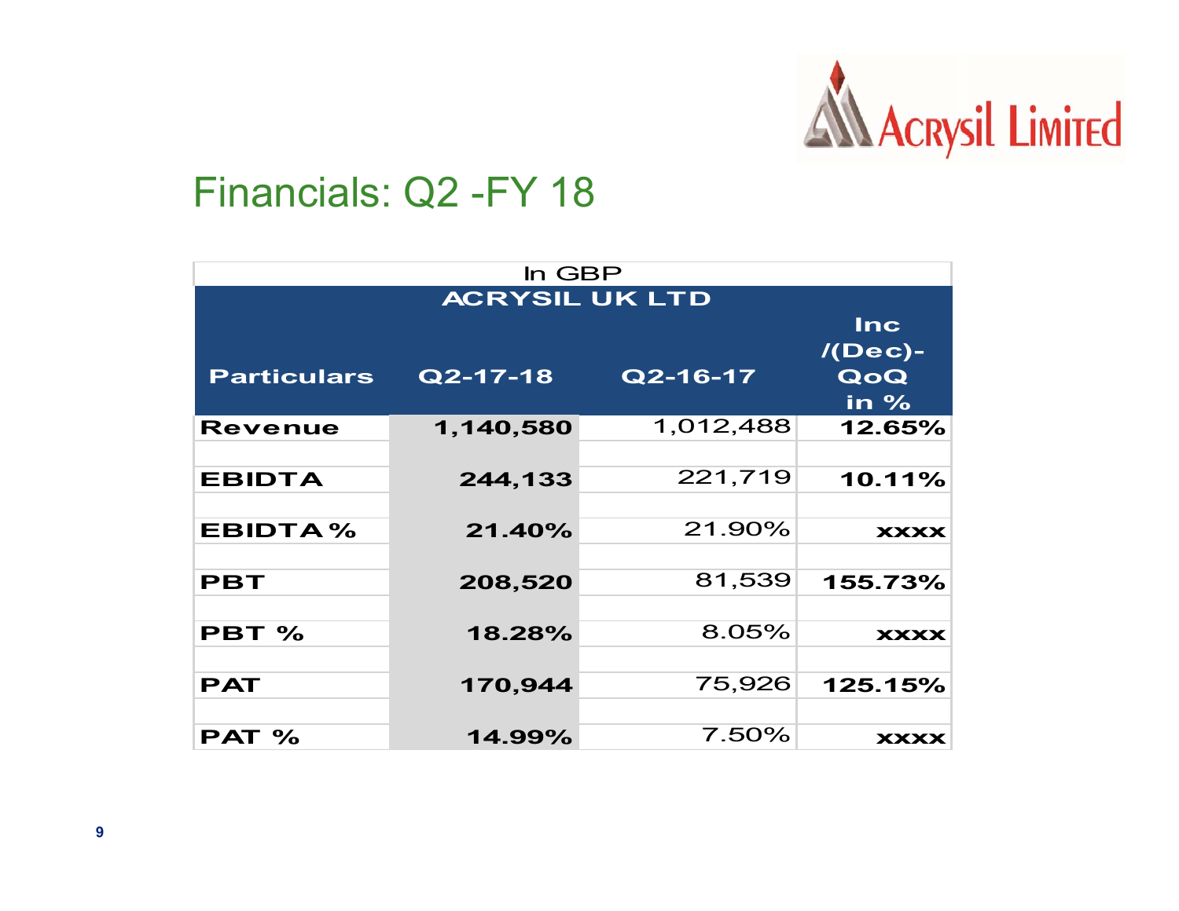## Financials: Q2 -FY 18

| In GBP | | | |
|---|---|---|---|
| **ACRYSIL UK LTD** | | | |
| **Particulars** | **Q2-17-18** | **Q2-16-17** | **Inc /(Dec)- QoQ in %** |
| **Revenue** | **1,140,580** | 1,012,488 | **12.65%** |
| | | | |
| **EBIDTA** | **244,133** | 221,719 | **10.11%** |
| | | | |
| **EBIDTA %** | **21.40%** | 21.90% | **xxxx** |
| | | | |
| **PBT** | **208,520** | 81,539 | **155.73%** |
| | | | |
| **PBT %** | **18.28%** | 8.05% | **xxxx** |
| | | | |
| **PAT** | **170,944** | 75,926 | **125.15%** |
| | | | |
| **PAT %** | **14.99%** | 7.50% | **xxxx** |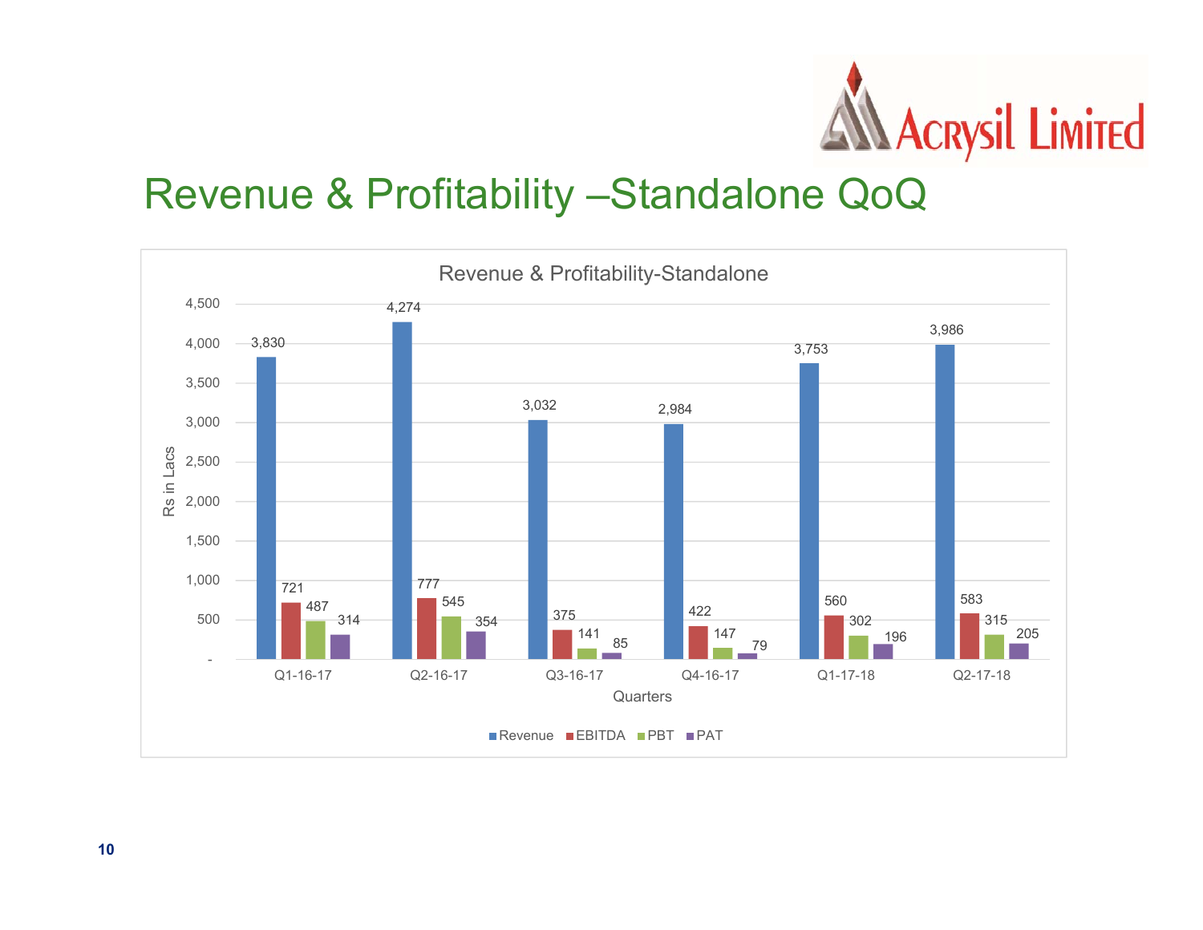# Revenue & Profitability –Standalone QoQ

**Revenue & Profitability-Standalone**

Rs in Lacs

| Quarters | Revenue | EBITDA | PBT | PAT |
|---|---|---|---|---|
| Q1-16-17 | 3,830 | 721 | 487 | 314 |
| Q2-16-17 | 4,274 | 777 | 545 | 354 |
| Q3-16-17 | 3,032 | 375 | 141 | 85 |
| Q4-16-17 | 2,984 | 422 | 147 | 79 |
| Q1-17-18 | 3,753 | 560 | 302 | 196 |
| Q2-17-18 | 3,986 | 583 | 315 | 205 |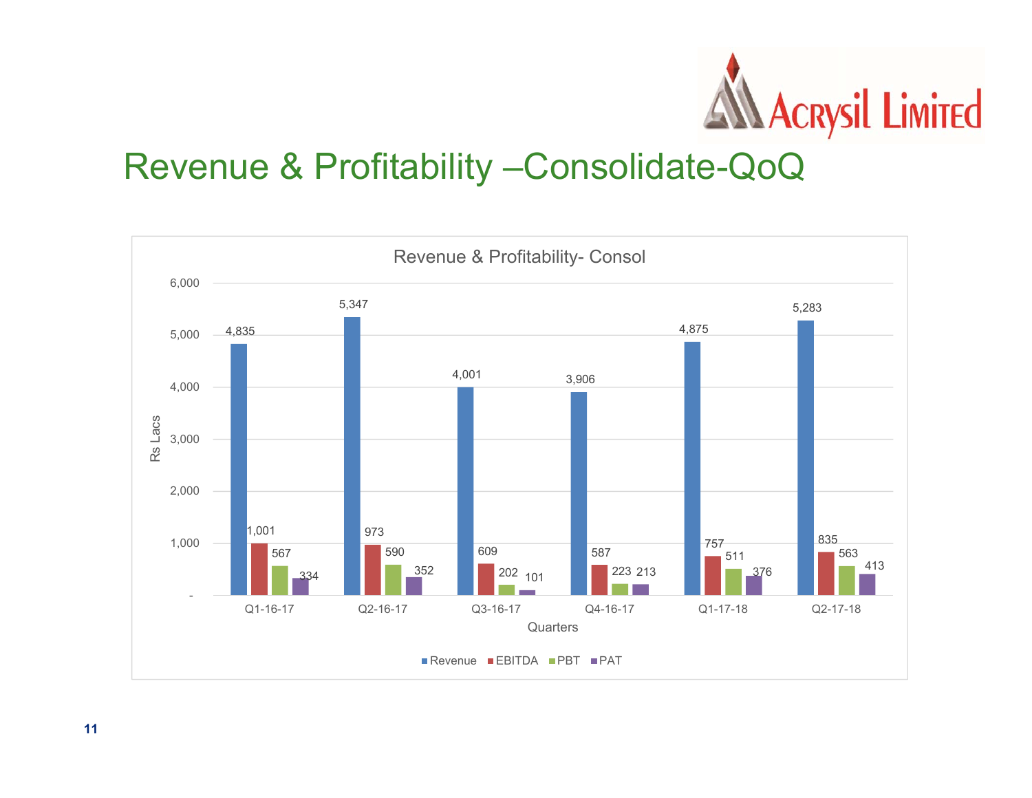# Revenue & Profitability –Consolidate-QoQ

**Revenue & Profitability- Consol** (Rs Lacs)

| Quarters | Revenue | EBITDA | PBT | PAT |
|---|---|---|---|---|
| Q1-16-17 | 4,835 | 1,001 | 567 | 334 |
| Q2-16-17 | 5,347 | 973 | 590 | 352 |
| Q3-16-17 | 4,001 | 609 | 202 | 101 |
| Q4-16-17 | 3,906 | 587 | 223 | 213 |
| Q1-17-18 | 4,875 | 757 | 511 | 376 |
| Q2-17-18 | 5,283 | 835 | 563 | 413 |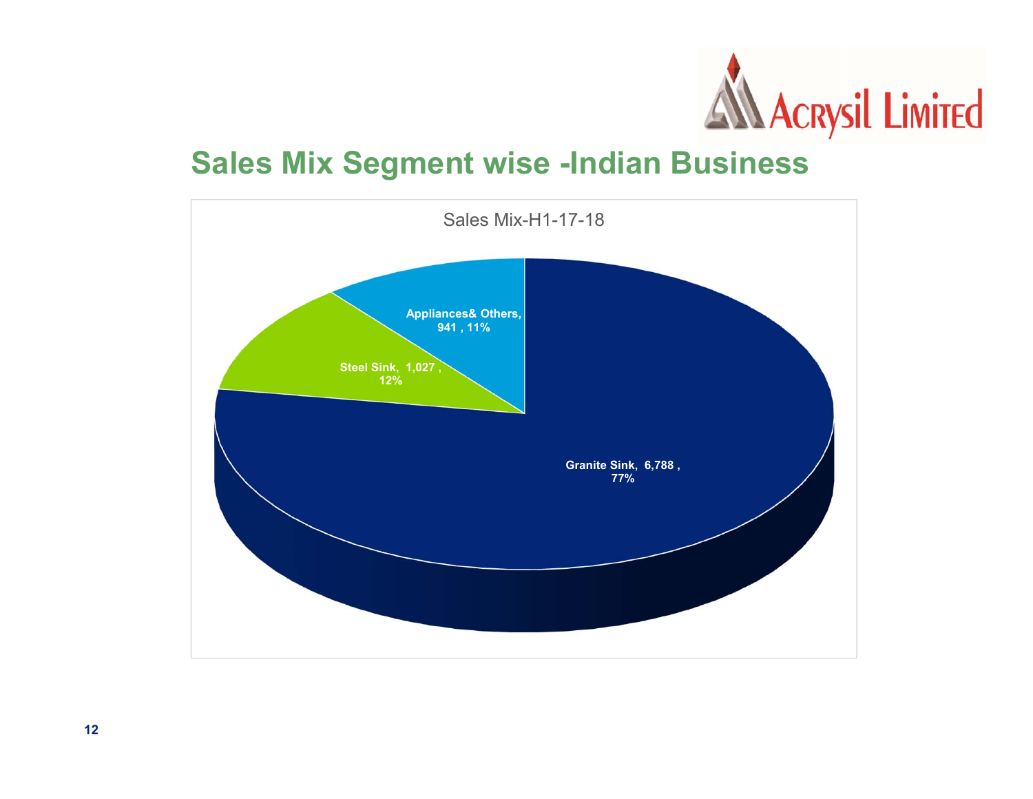## Sales Mix Segment wise -Indian Business

Sales Mix-H1-17-18

| Segment | Sales | Share |
|---|---|---|
| Granite Sink | 6,788 | 77% |
| Steel Sink | 1,027 | 12% |
| Appliances& Others | 941 | 11% |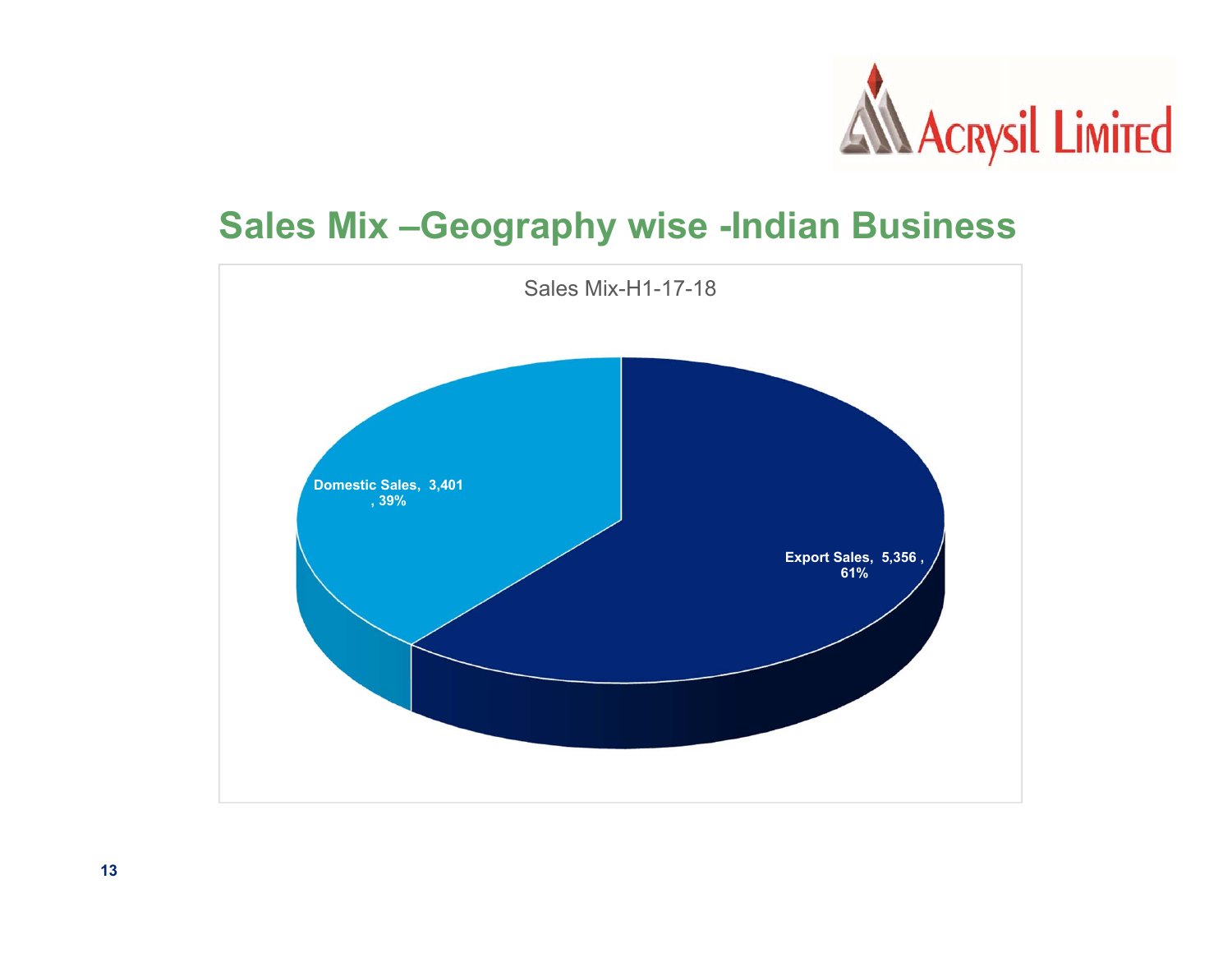# Sales Mix –Geography wise -Indian Business

Sales Mix-H1-17-18

Domestic Sales, 3,401 , 39%

Export Sales, 5,356 , 61%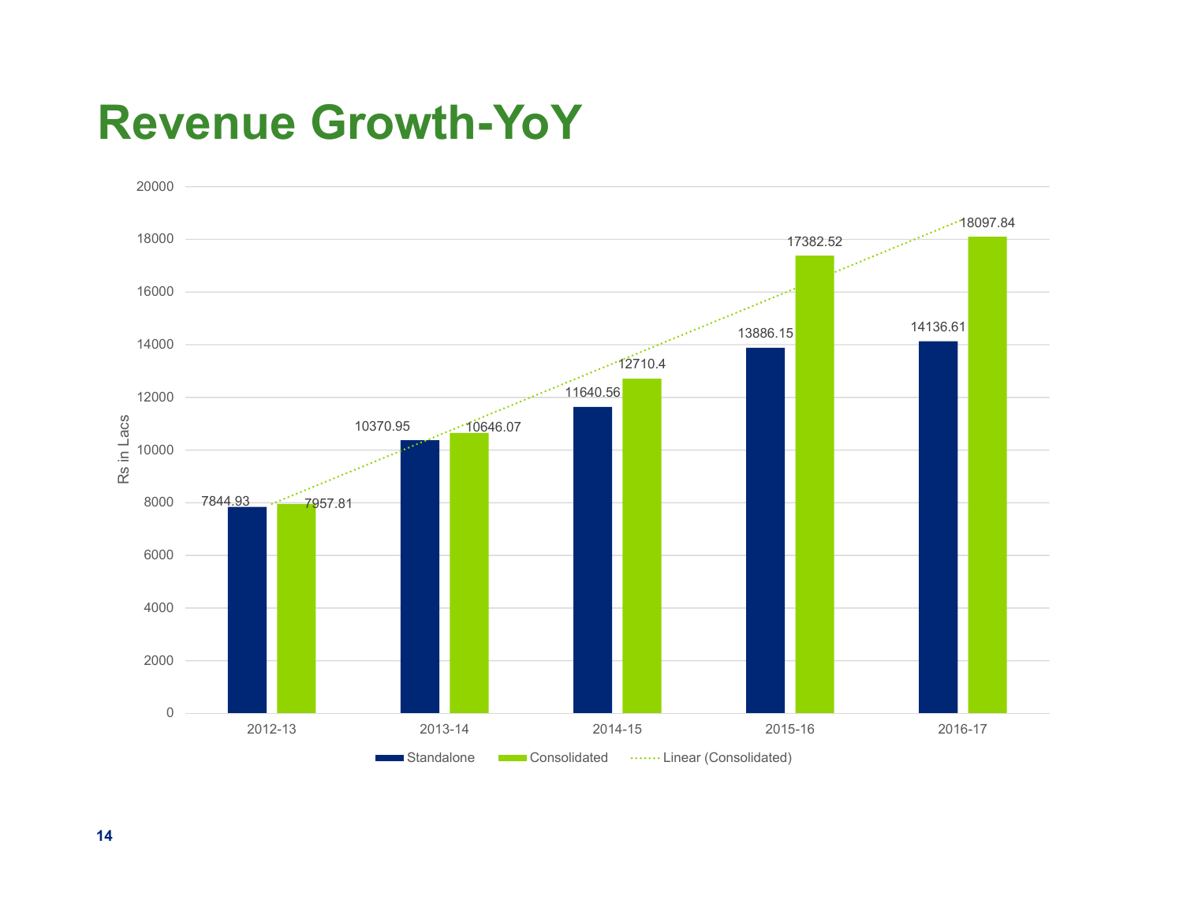# Revenue Growth-YoY

Rs in Lacs

| Year | Standalone | Consolidated |
|---|---|---|
| 2012-13 | 7844.93 | 7957.81 |
| 2013-14 | 10370.95 | 10646.07 |
| 2014-15 | 11640.56 | 12710.4 |
| 2015-16 | 13886.15 | 17382.52 |
| 2016-17 | 14136.61 | 18097.84 |

Standalone | Consolidated | Linear (Consolidated)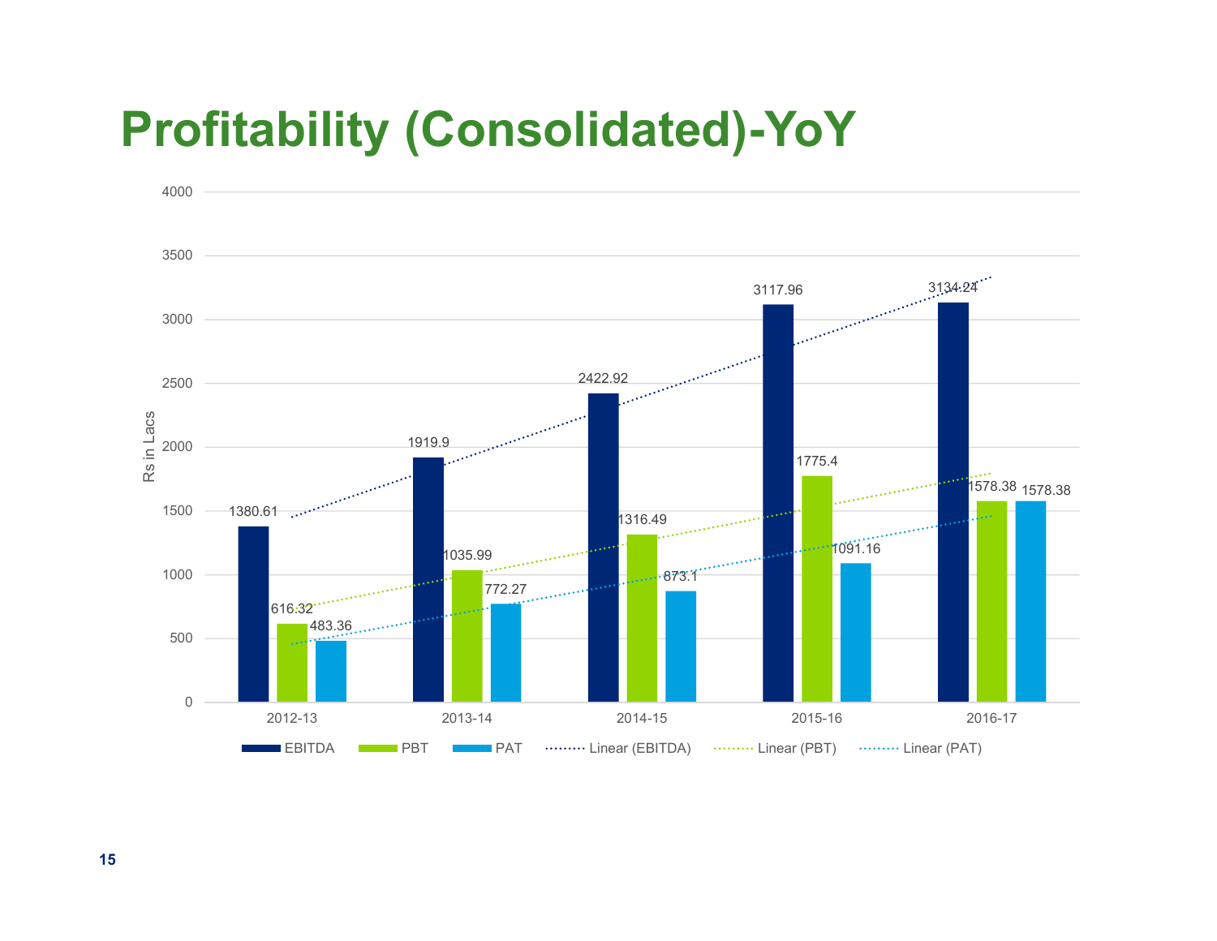# Profitability (Consolidated)-YoY

Rs in Lacs

| Year | EBITDA | PBT | PAT |
|---|---|---|---|
| 2012-13 | 1380.61 | 616.32 | 483.36 |
| 2013-14 | 1919.9 | 1035.99 | 772.27 |
| 2014-15 | 2422.92 | 1316.49 | 873.1 |
| 2015-16 | 3117.96 | 1775.4 | 1091.16 |
| 2016-17 | 3134.24 | 1578.38 | 1578.38 |

EBITDA, PBT, PAT, Linear (EBITDA), Linear (PBT), Linear (PAT)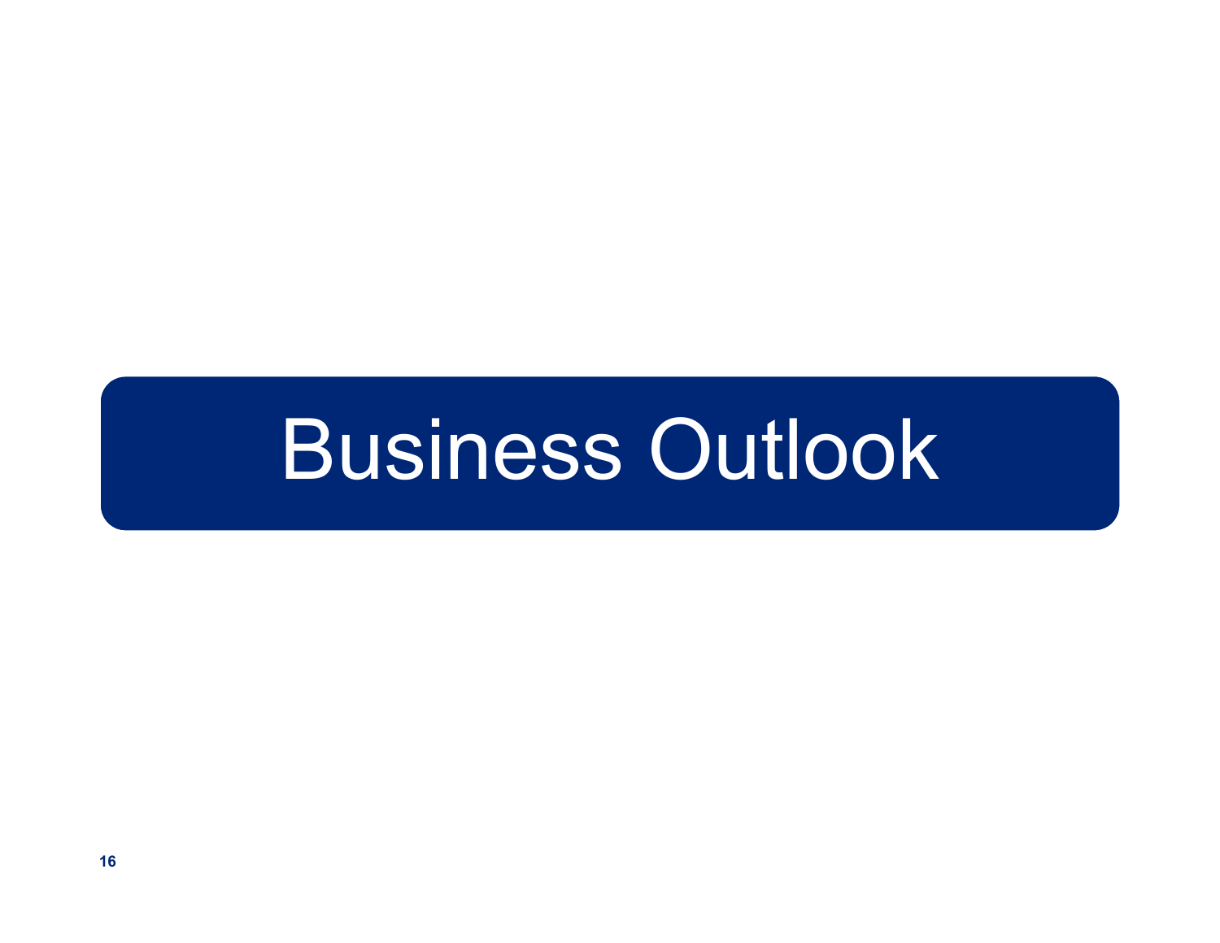# Business Outlook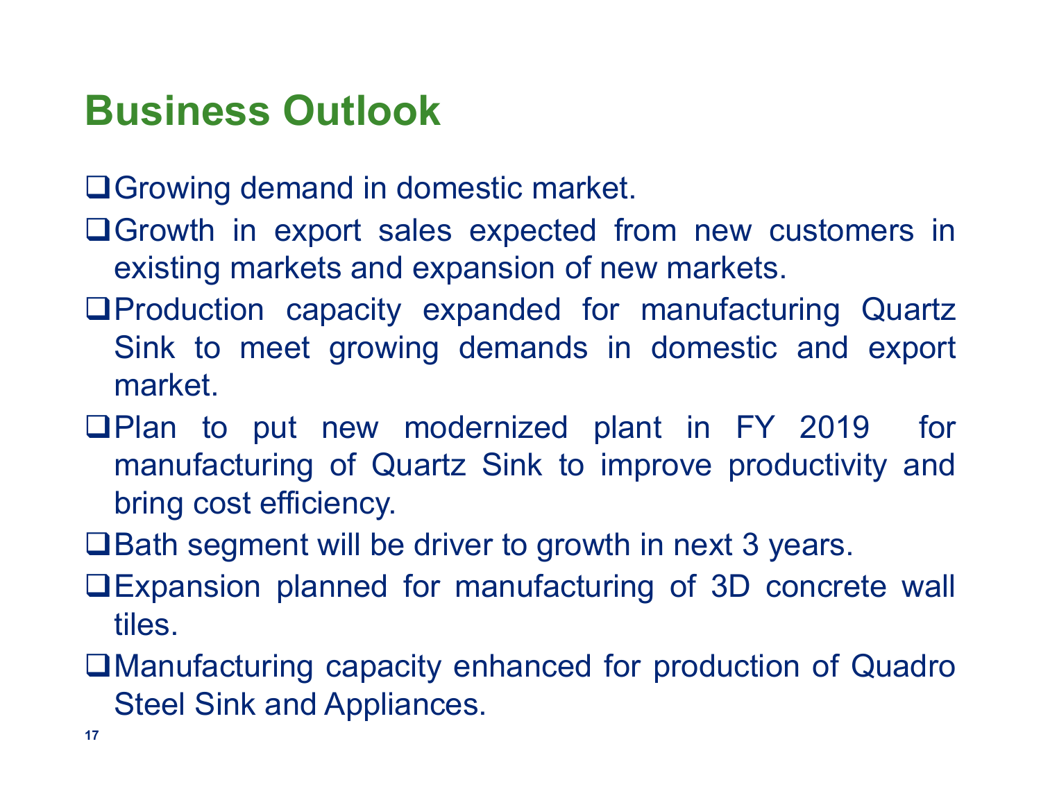# Business Outlook

- Growing demand in domestic market.
- Growth in export sales expected from new customers in existing markets and expansion of new markets.
- Production capacity expanded for manufacturing Quartz Sink to meet growing demands in domestic and export market.
- Plan to put new modernized plant in FY 2019 for manufacturing of Quartz Sink to improve productivity and bring cost efficiency.
- Bath segment will be driver to growth in next 3 years.
- Expansion planned for manufacturing of 3D concrete wall tiles.
- Manufacturing capacity enhanced for production of Quadro Steel Sink and Appliances.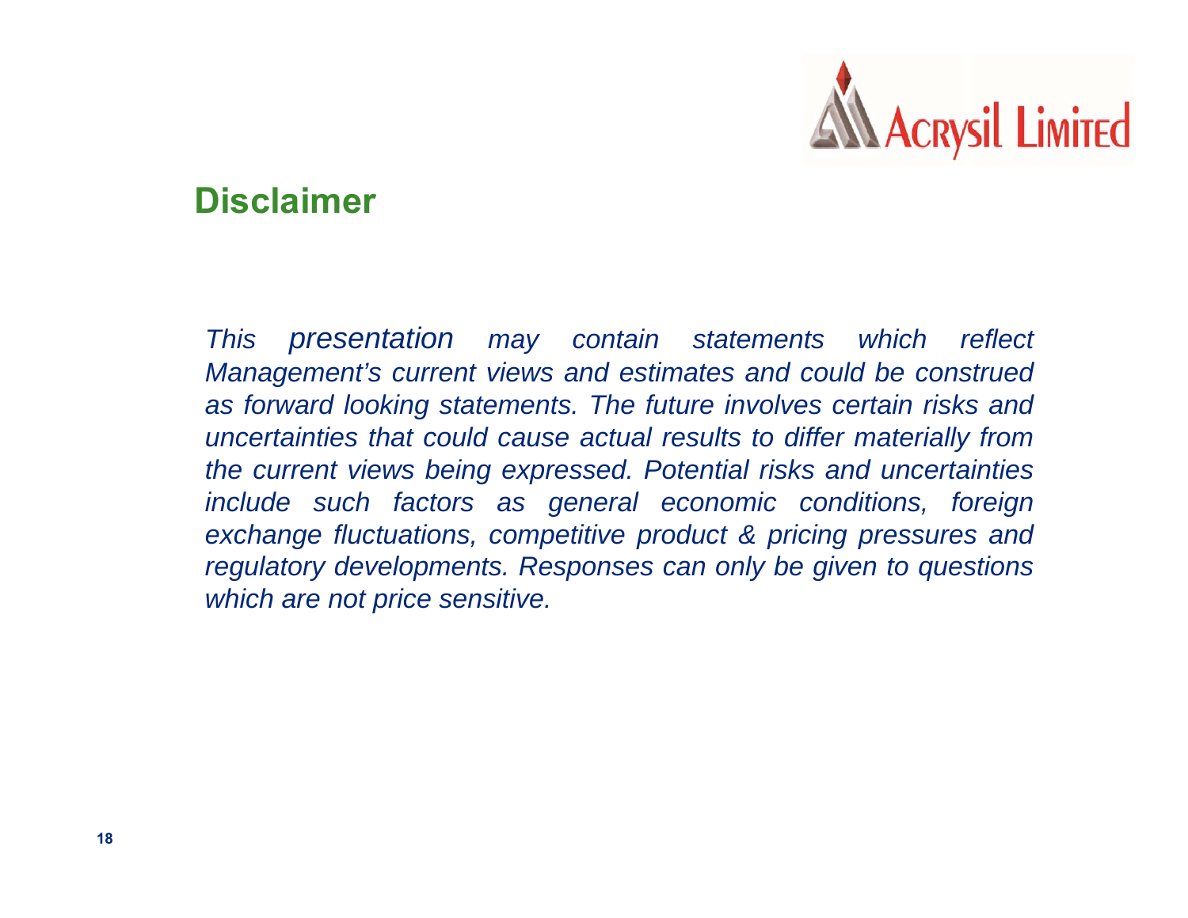## Disclaimer

*This presentation may contain statements which reflect Management's current views and estimates and could be construed as forward looking statements. The future involves certain risks and uncertainties that could cause actual results to differ materially from the current views being expressed. Potential risks and uncertainties include such factors as general economic conditions, foreign exchange fluctuations, competitive product & pricing pressures and regulatory developments. Responses can only be given to questions which are not price sensitive.*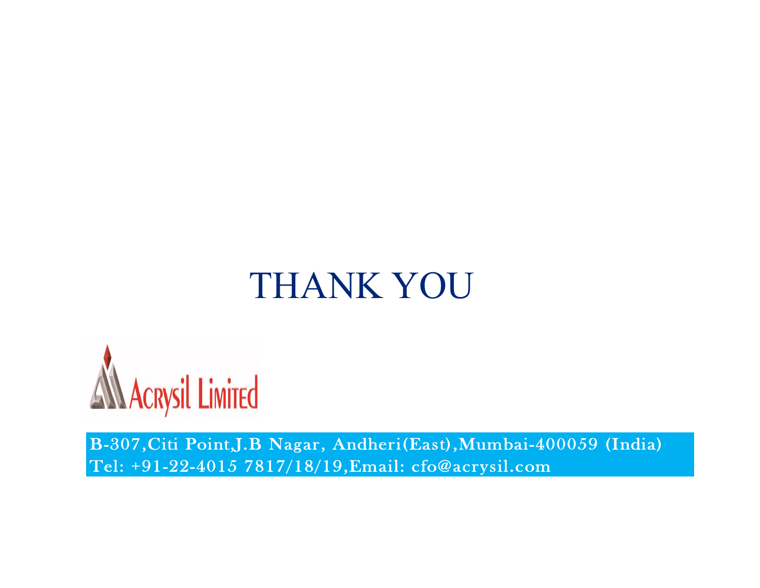# THANK YOU

Acrysil Limited

B-307,Citi Point,J.B Nagar, Andheri(East),Mumbai-400059 (India)
Tel: +91-22-4015 7817/18/19,Email: cfo@acrysil.com